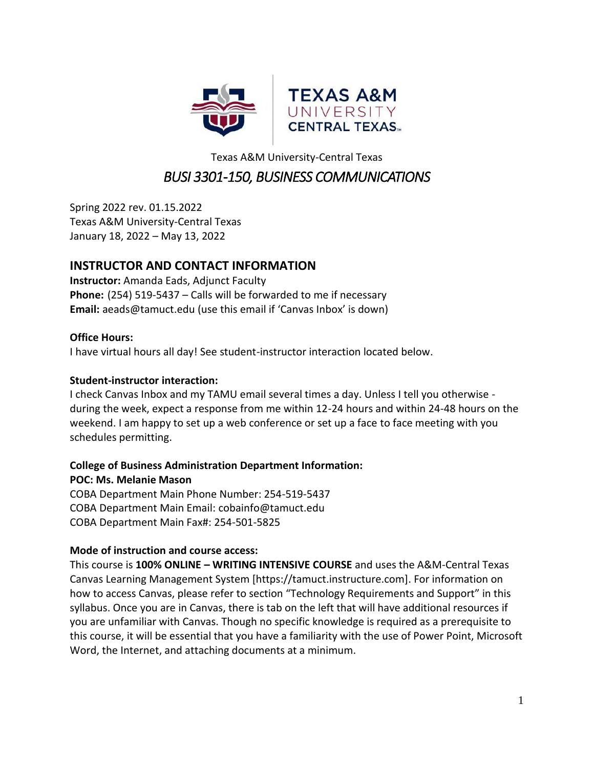Texas A&M University-Central Texas

# *BUSI 3301-150, BUSINESS COMMUNICATIONS*

Spring 2022 rev. 01.15.2022
Texas A&M University-Central Texas
January 18, 2022 – May 13, 2022

## INSTRUCTOR AND CONTACT INFORMATION

**Instructor:** Amanda Eads, Adjunct Faculty
**Phone:** (254) 519-5437 – Calls will be forwarded to me if necessary
**Email:** aeads@tamuct.edu (use this email if 'Canvas Inbox' is down)

**Office Hours:**
I have virtual hours all day! See student-instructor interaction located below.

**Student-instructor interaction:**
I check Canvas Inbox and my TAMU email several times a day. Unless I tell you otherwise - during the week, expect a response from me within 12-24 hours and within 24-48 hours on the weekend. I am happy to set up a web conference or set up a face to face meeting with you schedules permitting.

**College of Business Administration Department Information:**
**POC: Ms. Melanie Mason**
COBA Department Main Phone Number: 254-519-5437
COBA Department Main Email: cobainfo@tamuct.edu
COBA Department Main Fax#: 254-501-5825

**Mode of instruction and course access:**
This course is **100% ONLINE – WRITING INTENSIVE COURSE** and uses the A&M-Central Texas Canvas Learning Management System [https://tamuct.instructure.com]. For information on how to access Canvas, please refer to section "Technology Requirements and Support" in this syllabus. Once you are in Canvas, there is tab on the left that will have additional resources if you are unfamiliar with Canvas. Though no specific knowledge is required as a prerequisite to this course, it will be essential that you have a familiarity with the use of Power Point, Microsoft Word, the Internet, and attaching documents at a minimum.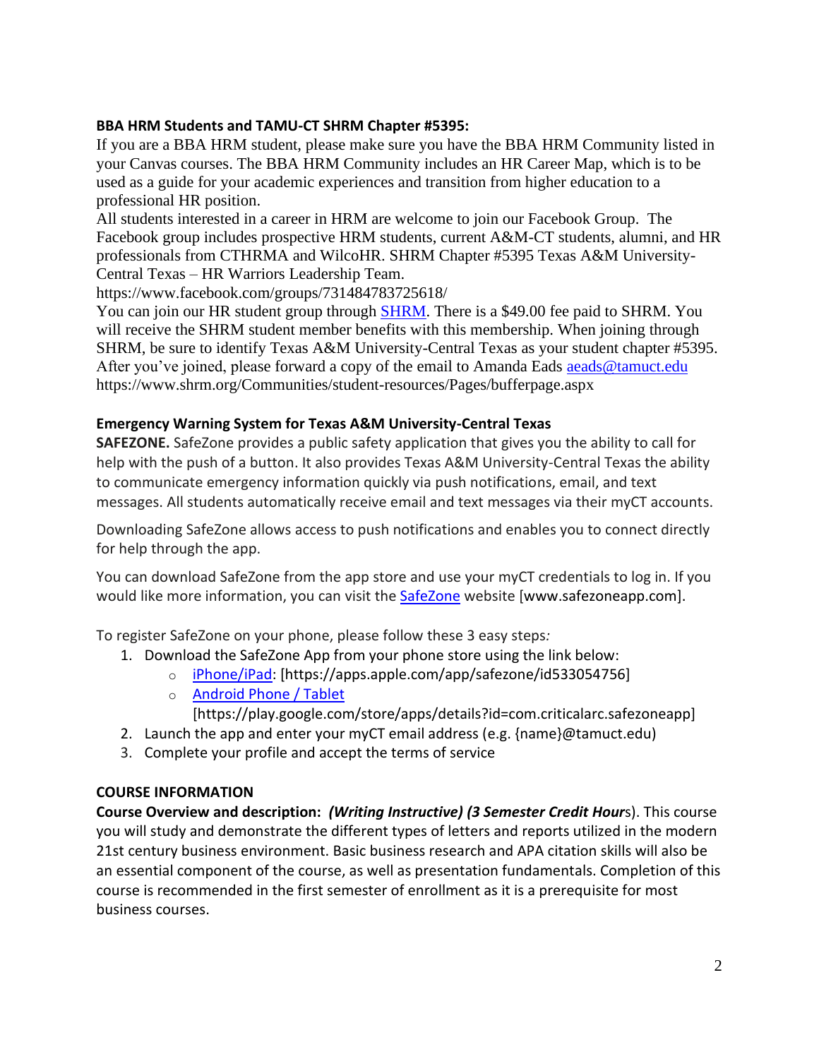**BBA HRM Students and TAMU-CT SHRM Chapter #5395:**

If you are a BBA HRM student, please make sure you have the BBA HRM Community listed in your Canvas courses. The BBA HRM Community includes an HR Career Map, which is to be used as a guide for your academic experiences and transition from higher education to a professional HR position.

All students interested in a career in HRM are welcome to join our Facebook Group. The Facebook group includes prospective HRM students, current A&M-CT students, alumni, and HR professionals from CTHRMA and WilcoHR. SHRM Chapter #5395 Texas A&M University-Central Texas – HR Warriors Leadership Team.

https://www.facebook.com/groups/731484783725618/

You can join our HR student group through SHRM. There is a $49.00 fee paid to SHRM. You will receive the SHRM student member benefits with this membership. When joining through SHRM, be sure to identify Texas A&M University-Central Texas as your student chapter #5395. After you've joined, please forward a copy of the email to Amanda Eads aeads@tamuct.edu

https://www.shrm.org/Communities/student-resources/Pages/bufferpage.aspx

**Emergency Warning System for Texas A&M University-Central Texas**

**SAFEZONE.** SafeZone provides a public safety application that gives you the ability to call for help with the push of a button. It also provides Texas A&M University-Central Texas the ability to communicate emergency information quickly via push notifications, email, and text messages. All students automatically receive email and text messages via their myCT accounts.

Downloading SafeZone allows access to push notifications and enables you to connect directly for help through the app.

You can download SafeZone from the app store and use your myCT credentials to log in. If you would like more information, you can visit the SafeZone website [www.safezoneapp.com].

To register SafeZone on your phone, please follow these 3 easy steps*:*

1. Download the SafeZone App from your phone store using the link below:
   - iPhone/iPad: [https://apps.apple.com/app/safezone/id533054756]
   - Android Phone / Tablet [https://play.google.com/store/apps/details?id=com.criticalarc.safezoneapp]
2. Launch the app and enter your myCT email address (e.g. {name}@tamuct.edu)
3. Complete your profile and accept the terms of service

**COURSE INFORMATION**

**Course Overview and description:** ***(Writing Instructive) (3 Semester Credit Hour***s). This course you will study and demonstrate the different types of letters and reports utilized in the modern 21st century business environment. Basic business research and APA citation skills will also be an essential component of the course, as well as presentation fundamentals. Completion of this course is recommended in the first semester of enrollment as it is a prerequisite for most business courses.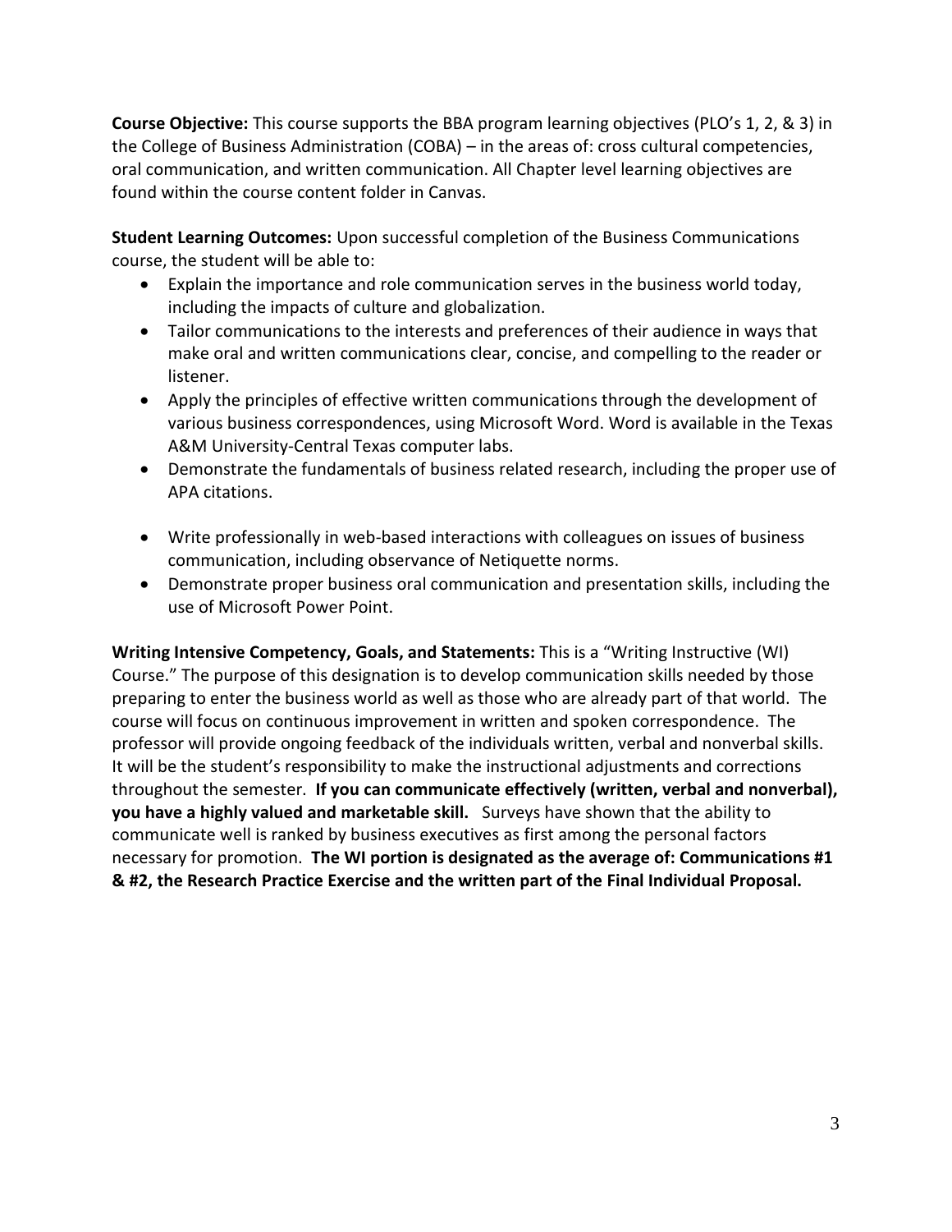**Course Objective:** This course supports the BBA program learning objectives (PLO's 1, 2, & 3) in the College of Business Administration (COBA) – in the areas of: cross cultural competencies, oral communication, and written communication. All Chapter level learning objectives are found within the course content folder in Canvas.

**Student Learning Outcomes:** Upon successful completion of the Business Communications course, the student will be able to:

- Explain the importance and role communication serves in the business world today, including the impacts of culture and globalization.
- Tailor communications to the interests and preferences of their audience in ways that make oral and written communications clear, concise, and compelling to the reader or listener.
- Apply the principles of effective written communications through the development of various business correspondences, using Microsoft Word. Word is available in the Texas A&M University-Central Texas computer labs.
- Demonstrate the fundamentals of business related research, including the proper use of APA citations.
- Write professionally in web-based interactions with colleagues on issues of business communication, including observance of Netiquette norms.
- Demonstrate proper business oral communication and presentation skills, including the use of Microsoft Power Point.

**Writing Intensive Competency, Goals, and Statements:** This is a "Writing Instructive (WI) Course." The purpose of this designation is to develop communication skills needed by those preparing to enter the business world as well as those who are already part of that world. The course will focus on continuous improvement in written and spoken correspondence. The professor will provide ongoing feedback of the individuals written, verbal and nonverbal skills. It will be the student's responsibility to make the instructional adjustments and corrections throughout the semester. **If you can communicate effectively (written, verbal and nonverbal), you have a highly valued and marketable skill.** Surveys have shown that the ability to communicate well is ranked by business executives as first among the personal factors necessary for promotion. **The WI portion is designated as the average of: Communications #1 & #2, the Research Practice Exercise and the written part of the Final Individual Proposal.**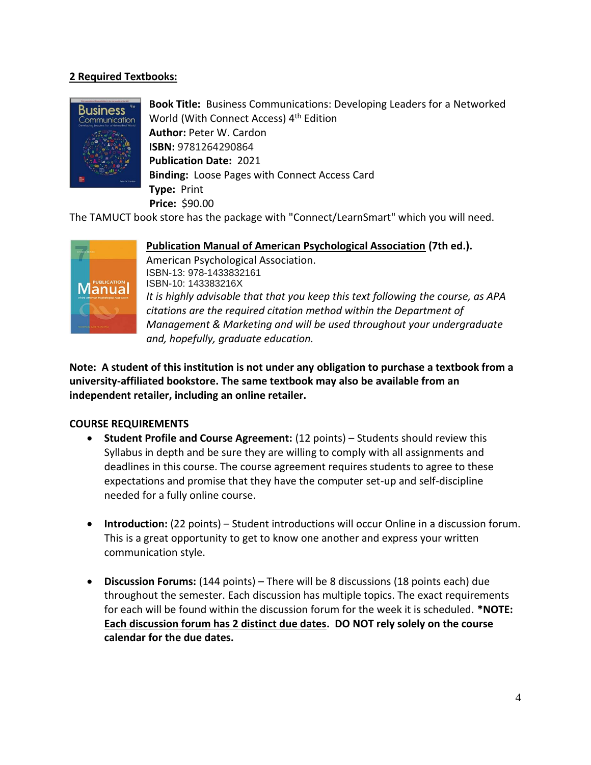**2 Required Textbooks:**

**Book Title:** Business Communications: Developing Leaders for a Networked World (With Connect Access) 4th Edition
**Author:** Peter W. Cardon
**ISBN:** 9781264290864
**Publication Date:** 2021
**Binding:** Loose Pages with Connect Access Card
**Type:** Print
**Price:** $90.00

The TAMUCT book store has the package with "Connect/LearnSmart" which you will need.

**Publication Manual of American Psychological Association (7th ed.).**
American Psychological Association.
ISBN-13: 978-1433832161
ISBN-10: 143383216X
*It is highly advisable that that you keep this text following the course, as APA citations are the required citation method within the Department of Management & Marketing and will be used throughout your undergraduate and, hopefully, graduate education.*

**Note: A student of this institution is not under any obligation to purchase a textbook from a university-affiliated bookstore. The same textbook may also be available from an independent retailer, including an online retailer.**

**COURSE REQUIREMENTS**

- **Student Profile and Course Agreement:** (12 points) – Students should review this Syllabus in depth and be sure they are willing to comply with all assignments and deadlines in this course. The course agreement requires students to agree to these expectations and promise that they have the computer set-up and self-discipline needed for a fully online course.

- **Introduction:** (22 points) – Student introductions will occur Online in a discussion forum. This is a great opportunity to get to know one another and express your written communication style.

- **Discussion Forums:** (144 points) – There will be 8 discussions (18 points each) due throughout the semester. Each discussion has multiple topics. The exact requirements for each will be found within the discussion forum for the week it is scheduled. ***NOTE: Each discussion forum has 2 distinct due dates. DO NOT rely solely on the course calendar for the due dates.**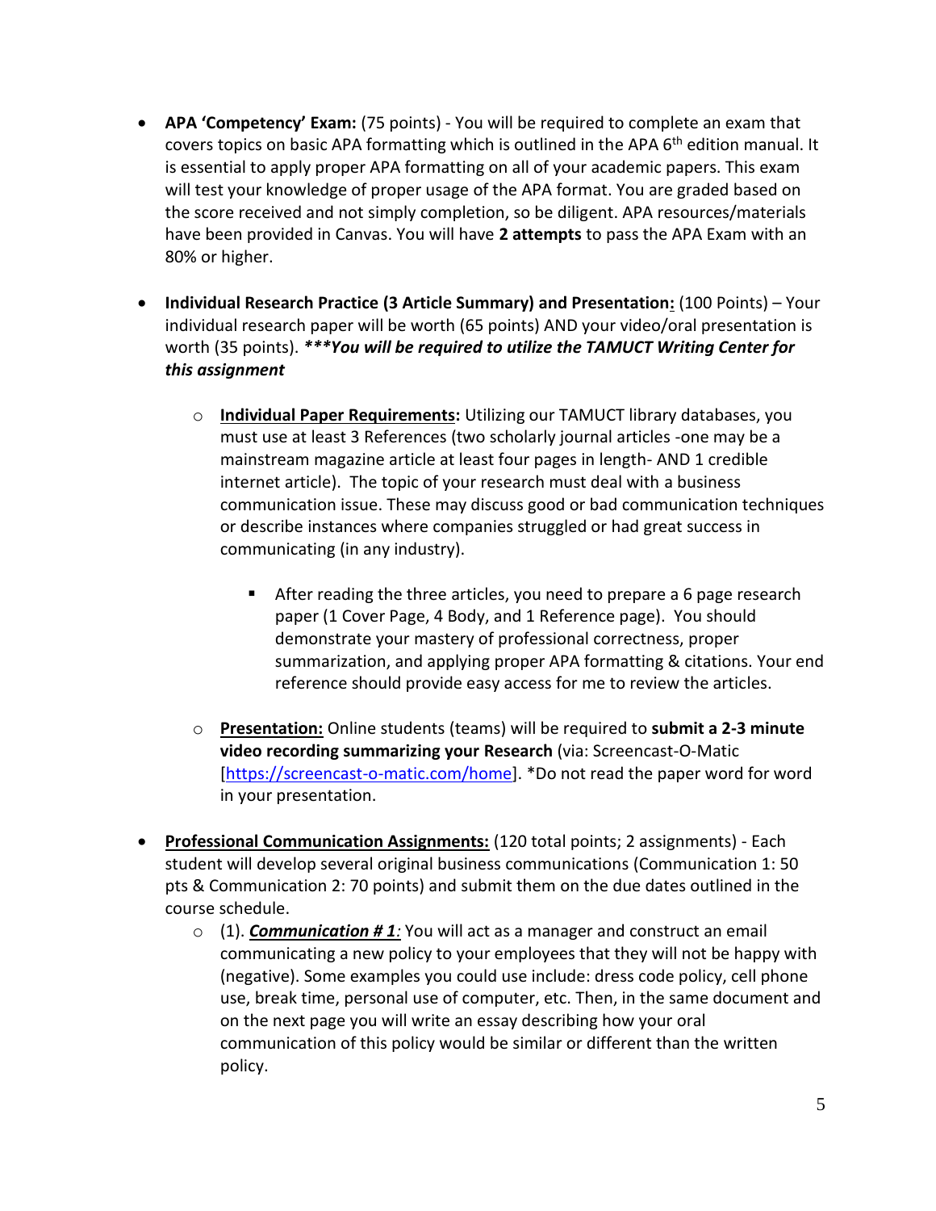- **APA 'Competency' Exam:** (75 points) - You will be required to complete an exam that covers topics on basic APA formatting which is outlined in the APA 6th edition manual. It is essential to apply proper APA formatting on all of your academic papers. This exam will test your knowledge of proper usage of the APA format. You are graded based on the score received and not simply completion, so be diligent. APA resources/materials have been provided in Canvas. You will have **2 attempts** to pass the APA Exam with an 80% or higher.

- **Individual Research Practice (3 Article Summary) and Presentation:** (100 Points) – Your individual research paper will be worth (65 points) AND your video/oral presentation is worth (35 points). ***\*\*\*You will be required to utilize the TAMUCT Writing Center for this assignment***

  - **Individual Paper Requirements:** Utilizing our TAMUCT library databases, you must use at least 3 References (two scholarly journal articles -one may be a mainstream magazine article at least four pages in length- AND 1 credible internet article). The topic of your research must deal with a business communication issue. These may discuss good or bad communication techniques or describe instances where companies struggled or had great success in communicating (in any industry).

    - After reading the three articles, you need to prepare a 6 page research paper (1 Cover Page, 4 Body, and 1 Reference page). You should demonstrate your mastery of professional correctness, proper summarization, and applying proper APA formatting & citations. Your end reference should provide easy access for me to review the articles.

  - **Presentation:** Online students (teams) will be required to **submit a 2-3 minute video recording summarizing your Research** (via: Screencast-O-Matic [https://screencast-o-matic.com/home]. *Do not read the paper word for word in your presentation.

- **Professional Communication Assignments:** (120 total points; 2 assignments) - Each student will develop several original business communications (Communication 1: 50 pts & Communication 2: 70 points) and submit them on the due dates outlined in the course schedule.

  - (1). ***Communication # 1:*** You will act as a manager and construct an email communicating a new policy to your employees that they will not be happy with (negative). Some examples you could use include: dress code policy, cell phone use, break time, personal use of computer, etc. Then, in the same document and on the next page you will write an essay describing how your oral communication of this policy would be similar or different than the written policy.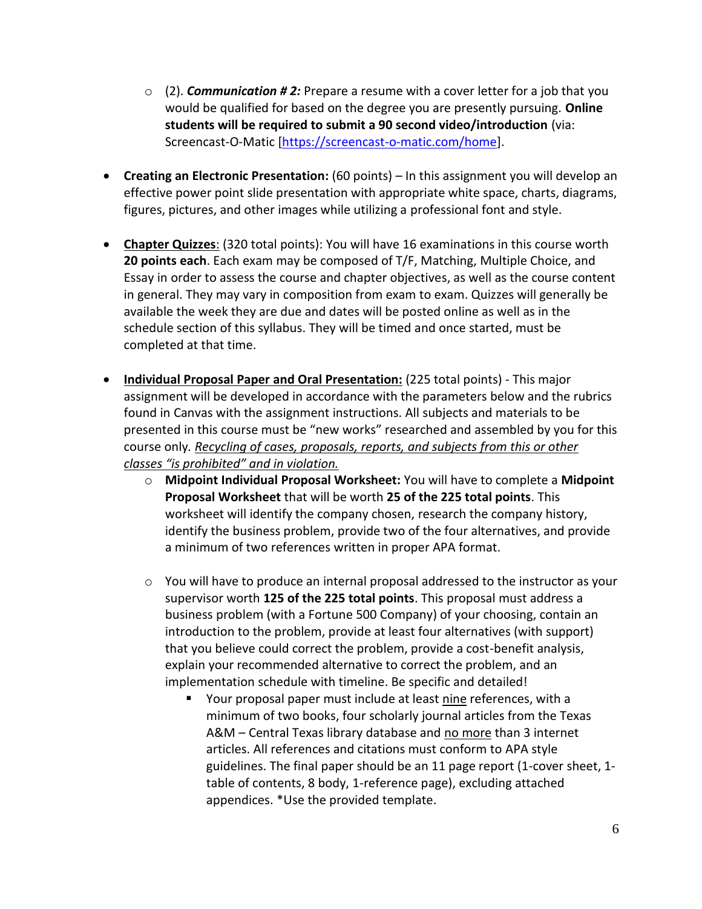- (2). ***Communication # 2:*** Prepare a resume with a cover letter for a job that you would be qualified for based on the degree you are presently pursuing. **Online students will be required to submit a 90 second video/introduction** (via: Screencast-O-Matic [https://screencast-o-matic.com/home].

- **Creating an Electronic Presentation:** (60 points) – In this assignment you will develop an effective power point slide presentation with appropriate white space, charts, diagrams, figures, pictures, and other images while utilizing a professional font and style.

- **<u>Chapter Quizzes</u>**: (320 total points): You will have 16 examinations in this course worth **20 points each**. Each exam may be composed of T/F, Matching, Multiple Choice, and Essay in order to assess the course and chapter objectives, as well as the course content in general. They may vary in composition from exam to exam. Quizzes will generally be available the week they are due and dates will be posted online as well as in the schedule section of this syllabus. They will be timed and once started, must be completed at that time.

- **<u>Individual Proposal Paper and Oral Presentation:</u>** (225 total points) - This major assignment will be developed in accordance with the parameters below and the rubrics found in Canvas with the assignment instructions. All subjects and materials to be presented in this course must be "new works" researched and assembled by you for this course only. *<u>Recycling of cases, proposals, reports, and subjects from this or other classes "is prohibited" and in violation.</u>*
  - **Midpoint Individual Proposal Worksheet:** You will have to complete a **Midpoint Proposal Worksheet** that will be worth **25 of the 225 total points**. This worksheet will identify the company chosen, research the company history, identify the business problem, provide two of the four alternatives, and provide a minimum of two references written in proper APA format.

  - You will have to produce an internal proposal addressed to the instructor as your supervisor worth **125 of the 225 total points**. This proposal must address a business problem (with a Fortune 500 Company) of your choosing, contain an introduction to the problem, provide at least four alternatives (with support) that you believe could correct the problem, provide a cost-benefit analysis, explain your recommended alternative to correct the problem, and an implementation schedule with timeline. Be specific and detailed!
    - Your proposal paper must include at least <u>nine</u> references, with a minimum of two books, four scholarly journal articles from the Texas A&M – Central Texas library database and <u>no more</u> than 3 internet articles. All references and citations must conform to APA style guidelines. The final paper should be an 11 page report (1-cover sheet, 1-table of contents, 8 body, 1-reference page), excluding attached appendices. *Use the provided template.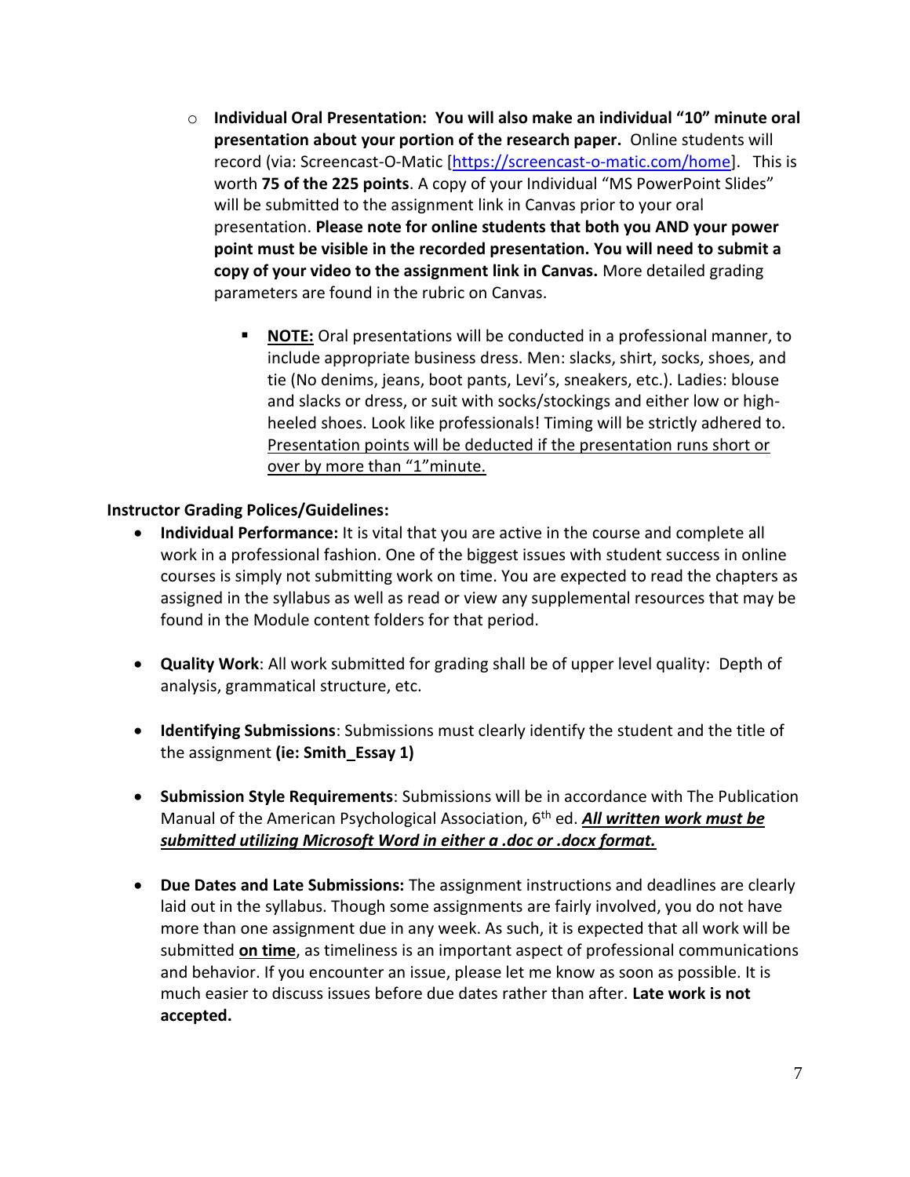- **Individual Oral Presentation: You will also make an individual "10" minute oral presentation about your portion of the research paper.** Online students will record (via: Screencast-O-Matic [https://screencast-o-matic.com/home]. This is worth **75 of the 225 points**. A copy of your Individual "MS PowerPoint Slides" will be submitted to the assignment link in Canvas prior to your oral presentation. **Please note for online students that both you AND your power point must be visible in the recorded presentation. You will need to submit a copy of your video to the assignment link in Canvas.** More detailed grading parameters are found in the rubric on Canvas.

  - **<u>NOTE:</u>** Oral presentations will be conducted in a professional manner, to include appropriate business dress. Men: slacks, shirt, socks, shoes, and tie (No denims, jeans, boot pants, Levi's, sneakers, etc.). Ladies: blouse and slacks or dress, or suit with socks/stockings and either low or high-heeled shoes. Look like professionals! Timing will be strictly adhered to. <u>Presentation points will be deducted if the presentation runs short or over by more than "1"minute.</u>

**Instructor Grading Polices/Guidelines:**

- **Individual Performance:** It is vital that you are active in the course and complete all work in a professional fashion. One of the biggest issues with student success in online courses is simply not submitting work on time. You are expected to read the chapters as assigned in the syllabus as well as read or view any supplemental resources that may be found in the Module content folders for that period.

- **Quality Work**: All work submitted for grading shall be of upper level quality: Depth of analysis, grammatical structure, etc.

- **Identifying Submissions**: Submissions must clearly identify the student and the title of the assignment **(ie: Smith_Essay 1)**

- **Submission Style Requirements**: Submissions will be in accordance with The Publication Manual of the American Psychological Association, 6th ed. ***<u>All written work must be submitted utilizing Microsoft Word in either a .doc or .docx format.</u>***

- **Due Dates and Late Submissions:** The assignment instructions and deadlines are clearly laid out in the syllabus. Though some assignments are fairly involved, you do not have more than one assignment due in any week. As such, it is expected that all work will be submitted **<u>on time</u>**, as timeliness is an important aspect of professional communications and behavior. If you encounter an issue, please let me know as soon as possible. It is much easier to discuss issues before due dates rather than after. **Late work is not accepted.**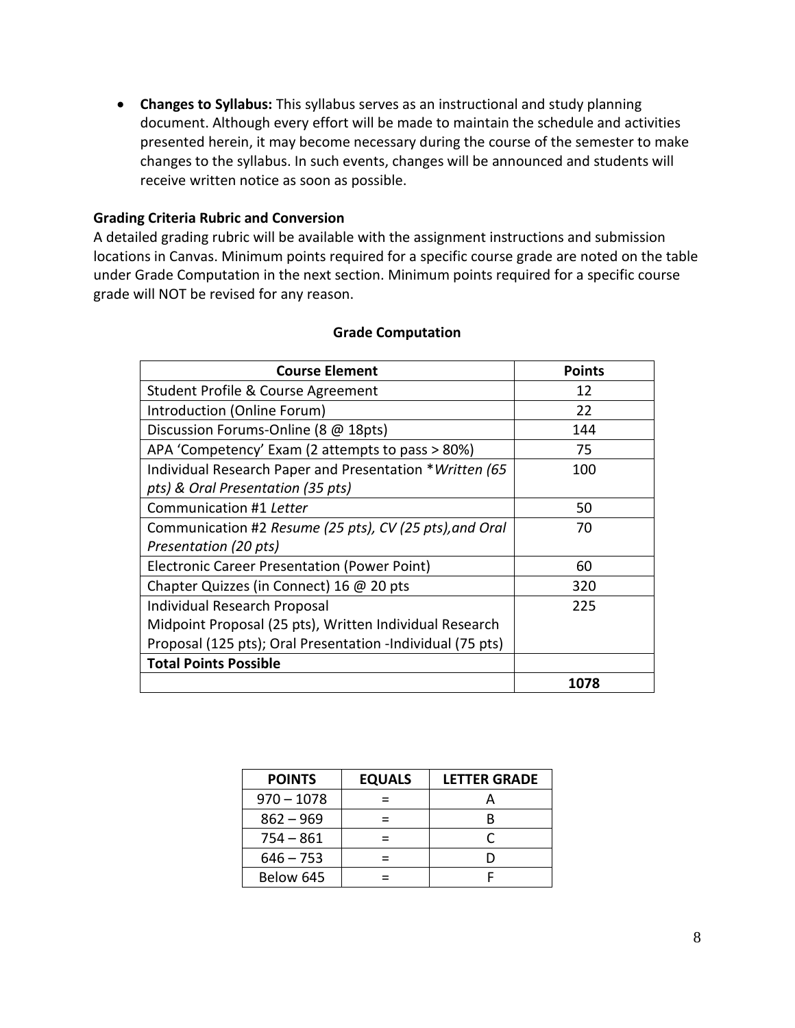- **Changes to Syllabus:** This syllabus serves as an instructional and study planning document. Although every effort will be made to maintain the schedule and activities presented herein, it may become necessary during the course of the semester to make changes to the syllabus. In such events, changes will be announced and students will receive written notice as soon as possible.

### Grading Criteria Rubric and Conversion

A detailed grading rubric will be available with the assignment instructions and submission locations in Canvas. Minimum points required for a specific course grade are noted on the table under Grade Computation in the next section. Minimum points required for a specific course grade will NOT be revised for any reason.

**Grade Computation**

| Course Element | Points |
|---|---|
| Student Profile & Course Agreement | 12 |
| Introduction (Online Forum) | 22 |
| Discussion Forums-Online (8 @ 18pts) | 144 |
| APA 'Competency' Exam (2 attempts to pass > 80%) | 75 |
| Individual Research Paper and Presentation **Written (65 pts) & Oral Presentation (35 pts)* | 100 |
| Communication #1 *Letter* | 50 |
| Communication #2 *Resume (25 pts), CV (25 pts),and Oral Presentation (20 pts)* | 70 |
| Electronic Career Presentation (Power Point) | 60 |
| Chapter Quizzes (in Connect) 16 @ 20 pts | 320 |
| Individual Research Proposal<br>Midpoint Proposal (25 pts), Written Individual Research Proposal (125 pts); Oral Presentation -Individual (75 pts) | 225 |
| **Total Points Possible** | |
| | **1078** |

| POINTS | EQUALS | LETTER GRADE |
|---|---|---|
| 970 – 1078 | = | A |
| 862 – 969 | = | B |
| 754 – 861 | = | C |
| 646 – 753 | = | D |
| Below 645 | = | F |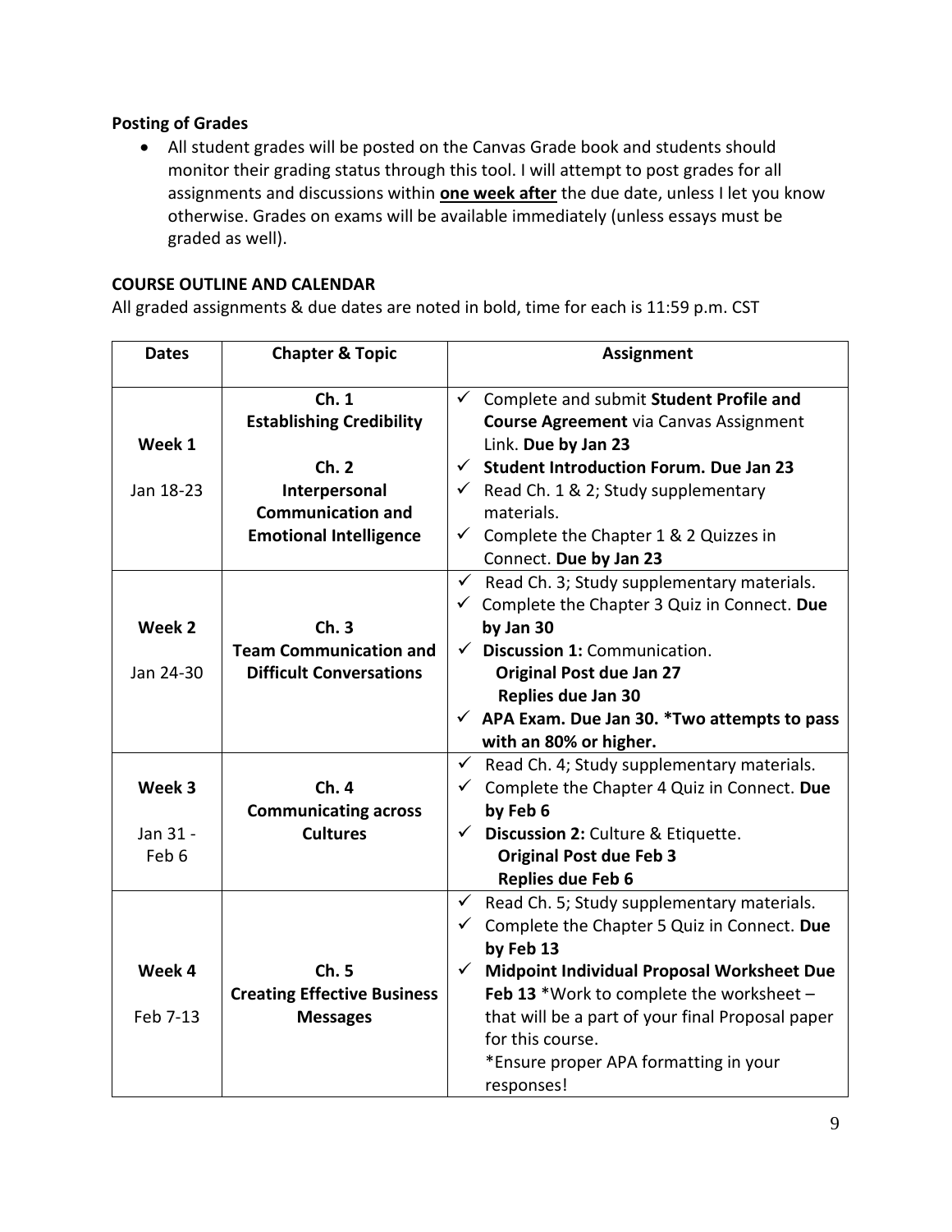**Posting of Grades**

- All student grades will be posted on the Canvas Grade book and students should monitor their grading status through this tool. I will attempt to post grades for all assignments and discussions within **one week after** the due date, unless I let you know otherwise. Grades on exams will be available immediately (unless essays must be graded as well).

**COURSE OUTLINE AND CALENDAR**

All graded assignments & due dates are noted in bold, time for each is 11:59 p.m. CST

| Dates | Chapter & Topic | Assignment |
|---|---|---|
| **Week 1**<br>Jan 18-23 | **Ch. 1**<br>**Establishing Credibility**<br><br>**Ch. 2**<br>**Interpersonal Communication and Emotional Intelligence** | ✓ Complete and submit **Student Profile and Course Agreement** via Canvas Assignment Link. **Due by Jan 23**<br>✓ **Student Introduction Forum. Due Jan 23**<br>✓ Read Ch. 1 & 2; Study supplementary materials.<br>✓ Complete the Chapter 1 & 2 Quizzes in Connect. **Due by Jan 23** |
| **Week 2**<br>Jan 24-30 | **Ch. 3**<br>**Team Communication and Difficult Conversations** | ✓ Read Ch. 3; Study supplementary materials.<br>✓ Complete the Chapter 3 Quiz in Connect. **Due by Jan 30**<br>✓ **Discussion 1:** Communication.<br>**Original Post due Jan 27**<br>**Replies due Jan 30**<br>✓ **APA Exam. Due Jan 30. *Two attempts to pass with an 80% or higher.** |
| **Week 3**<br>Jan 31 - Feb 6 | **Ch. 4**<br>**Communicating across Cultures** | ✓ Read Ch. 4; Study supplementary materials.<br>✓ Complete the Chapter 4 Quiz in Connect. **Due by Feb 6**<br>✓ **Discussion 2:** Culture & Etiquette.<br>**Original Post due Feb 3**<br>**Replies due Feb 6** |
| **Week 4**<br>Feb 7-13 | **Ch. 5**<br>**Creating Effective Business Messages** | ✓ Read Ch. 5; Study supplementary materials.<br>✓ Complete the Chapter 5 Quiz in Connect. **Due by Feb 13**<br>✓ **Midpoint Individual Proposal Worksheet Due Feb 13** *Work to complete the worksheet – that will be a part of your final Proposal paper for this course.<br>*Ensure proper APA formatting in your responses! |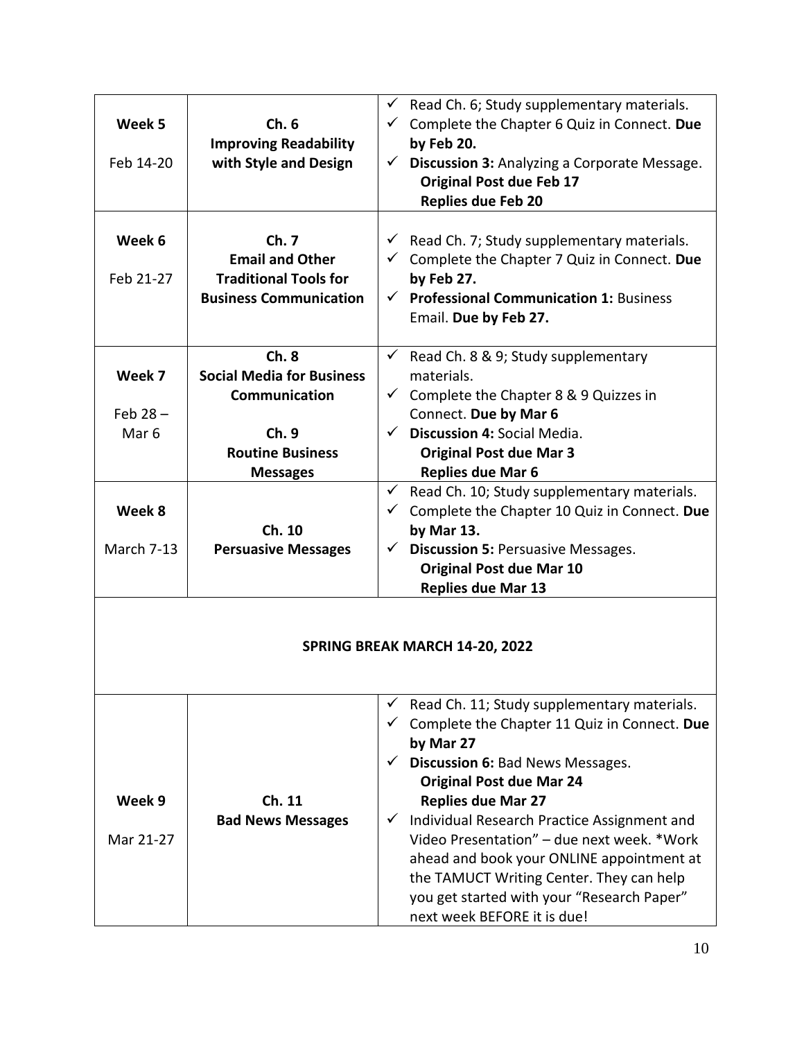| | | |
|---|---|---|
| **Week 5**<br><br>Feb 14-20 | **Ch. 6**<br>**Improving Readability with Style and Design** | ✓ Read Ch. 6; Study supplementary materials.<br>✓ Complete the Chapter 6 Quiz in Connect. **Due by Feb 20.**<br>✓ **Discussion 3:** Analyzing a Corporate Message.<br>**Original Post due Feb 17**<br>**Replies due Feb 20** |
| **Week 6**<br><br>Feb 21-27 | **Ch. 7**<br>**Email and Other Traditional Tools for Business Communication** | ✓ Read Ch. 7; Study supplementary materials.<br>✓ Complete the Chapter 7 Quiz in Connect. **Due by Feb 27.**<br>✓ **Professional Communication 1:** Business Email. **Due by Feb 27.** |
| **Week 7**<br><br>Feb 28 – Mar 6 | **Ch. 8**<br>**Social Media for Business Communication**<br><br>**Ch. 9**<br>**Routine Business Messages** | ✓ Read Ch. 8 & 9; Study supplementary materials.<br>✓ Complete the Chapter 8 & 9 Quizzes in Connect. **Due by Mar 6**<br>✓ **Discussion 4:** Social Media.<br>**Original Post due Mar 3**<br>**Replies due Mar 6** |
| **Week 8**<br><br>March 7-13 | **Ch. 10**<br>**Persuasive Messages** | ✓ Read Ch. 10; Study supplementary materials.<br>✓ Complete the Chapter 10 Quiz in Connect. **Due by Mar 13.**<br>✓ **Discussion 5:** Persuasive Messages.<br>**Original Post due Mar 10**<br>**Replies due Mar 13** |
| | **SPRING BREAK MARCH 14-20, 2022** | |
| **Week 9**<br><br>Mar 21-27 | **Ch. 11**<br>**Bad News Messages** | ✓ Read Ch. 11; Study supplementary materials.<br>✓ Complete the Chapter 11 Quiz in Connect. **Due by Mar 27**<br>✓ **Discussion 6:** Bad News Messages.<br>**Original Post due Mar 24**<br>**Replies due Mar 27**<br>✓ Individual Research Practice Assignment and Video Presentation" – due next week. *Work ahead and book your ONLINE appointment at the TAMUCT Writing Center. They can help you get started with your "Research Paper" next week BEFORE it is due! |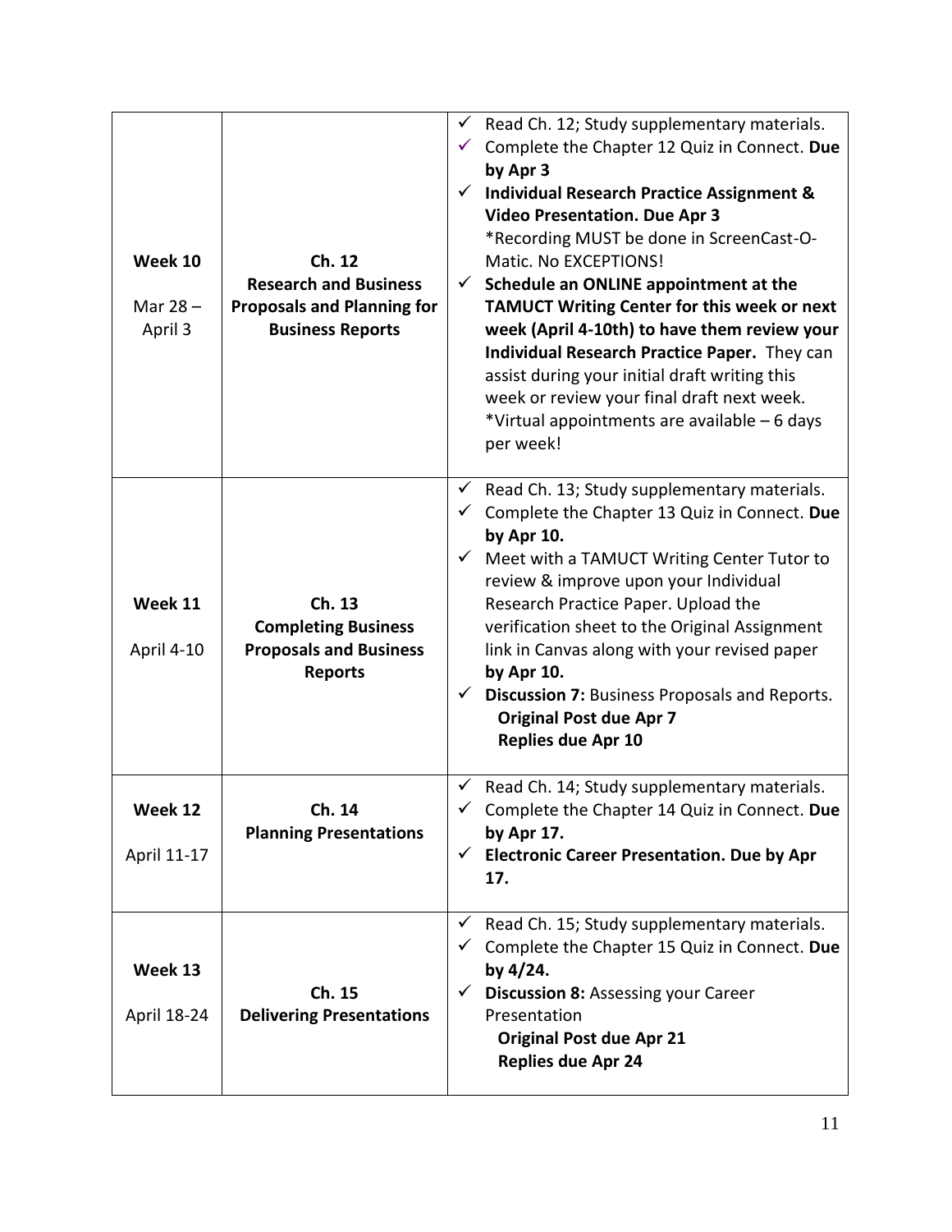| Week 10<br><br>Mar 28 – April 3 | **Ch. 12**<br>**Research and Business Proposals and Planning for Business Reports** | ✓ Read Ch. 12; Study supplementary materials.<br>✓ Complete the Chapter 12 Quiz in Connect. **Due by Apr 3**<br>✓ **Individual Research Practice Assignment & Video Presentation. Due Apr 3**<br>*Recording MUST be done in ScreenCast-O-Matic. No EXCEPTIONS!<br>✓ **Schedule an ONLINE appointment at the TAMUCT Writing Center for this week or next week (April 4-10th) to have them review your Individual Research Practice Paper.** They can assist during your initial draft writing this week or review your final draft next week. *Virtual appointments are available – 6 days per week! |
|---|---|---|
| **Week 11**<br><br>April 4-10 | **Ch. 13**<br>**Completing Business Proposals and Business Reports** | ✓ Read Ch. 13; Study supplementary materials.<br>✓ Complete the Chapter 13 Quiz in Connect. **Due by Apr 10.**<br>✓ Meet with a TAMUCT Writing Center Tutor to review & improve upon your Individual Research Practice Paper. Upload the verification sheet to the Original Assignment link in Canvas along with your revised paper **by Apr 10.**<br>✓ **Discussion 7:** Business Proposals and Reports.<br>**Original Post due Apr 7**<br>**Replies due Apr 10** |
| **Week 12**<br><br>April 11-17 | **Ch. 14**<br>**Planning Presentations** | ✓ Read Ch. 14; Study supplementary materials.<br>✓ Complete the Chapter 14 Quiz in Connect. **Due by Apr 17.**<br>✓ **Electronic Career Presentation. Due by Apr 17.** |
| **Week 13**<br><br>April 18-24 | **Ch. 15**<br>**Delivering Presentations** | ✓ Read Ch. 15; Study supplementary materials.<br>✓ Complete the Chapter 15 Quiz in Connect. **Due by 4/24.**<br>✓ **Discussion 8:** Assessing your Career Presentation<br>**Original Post due Apr 21**<br>**Replies due Apr 24** |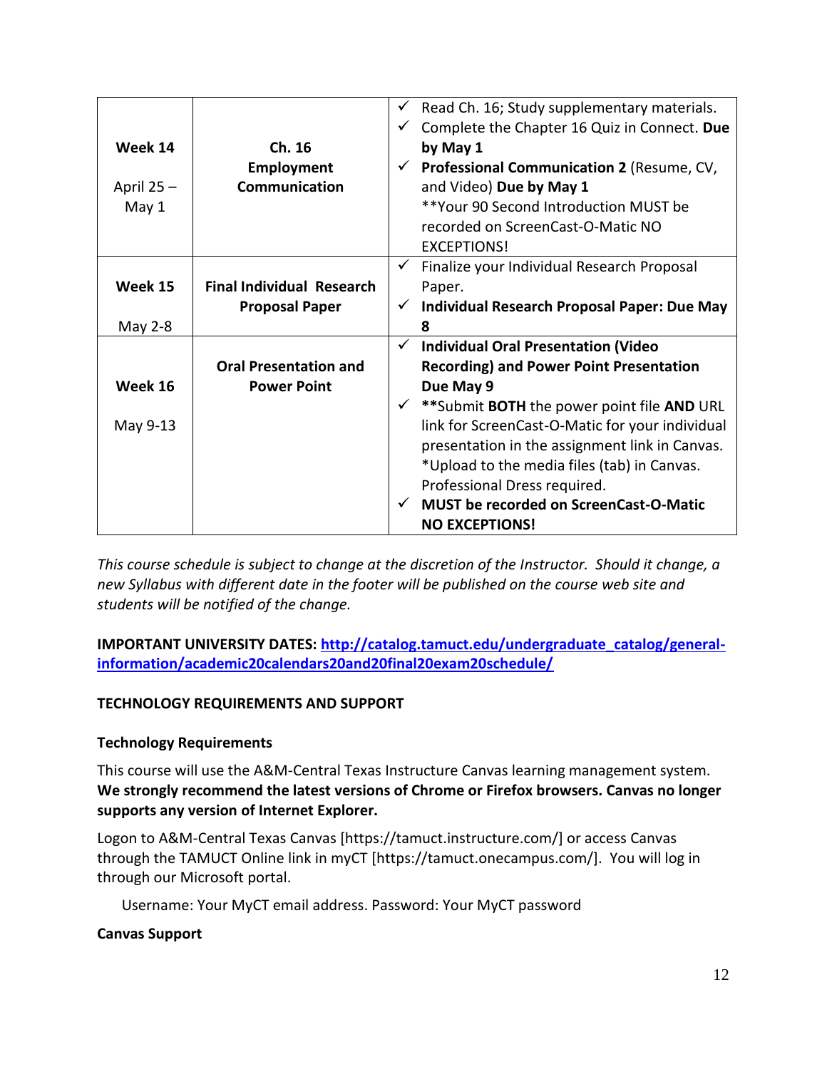| | | |
|---|---|---|
| **Week 14**<br><br>April 25 – May 1 | **Ch. 16 Employment Communication** | ✓ Read Ch. 16; Study supplementary materials.<br>✓ Complete the Chapter 16 Quiz in Connect. **Due by May 1**<br>✓ **Professional Communication 2** (Resume, CV, and Video) **Due by May 1**<br>**Your 90 Second Introduction MUST be recorded on ScreenCast-O-Matic NO EXCEPTIONS! |
| **Week 15**<br><br>May 2-8 | **Final Individual Research Proposal Paper** | ✓ Finalize your Individual Research Proposal Paper.<br>✓ **Individual Research Proposal Paper: Due May 8** |
| **Week 16**<br><br>May 9-13 | **Oral Presentation and Power Point** | ✓ **Individual Oral Presentation (Video Recording) and Power Point Presentation Due May 9**<br>✓ **Submit **BOTH** the power point file **AND** URL link for ScreenCast-O-Matic for your individual presentation in the assignment link in Canvas. *Upload to the media files (tab) in Canvas. Professional Dress required.<br>✓ **MUST be recorded on ScreenCast-O-Matic NO EXCEPTIONS!** |

*This course schedule is subject to change at the discretion of the Instructor. Should it change, a new Syllabus with different date in the footer will be published on the course web site and students will be notified of the change.*

**IMPORTANT UNIVERSITY DATES:** [http://catalog.tamuct.edu/undergraduate_catalog/general-information/academic20calendars20and20final20exam20schedule/](http://catalog.tamuct.edu/undergraduate_catalog/general-information/academic20calendars20and20final20exam20schedule/)

## TECHNOLOGY REQUIREMENTS AND SUPPORT

### Technology Requirements

This course will use the A&M-Central Texas Instructure Canvas learning management system. **We strongly recommend the latest versions of Chrome or Firefox browsers. Canvas no longer supports any version of Internet Explorer.**

Logon to A&M-Central Texas Canvas [https://tamuct.instructure.com/] or access Canvas through the TAMUCT Online link in myCT [https://tamuct.onecampus.com/]. You will log in through our Microsoft portal.

Username: Your MyCT email address. Password: Your MyCT password

### Canvas Support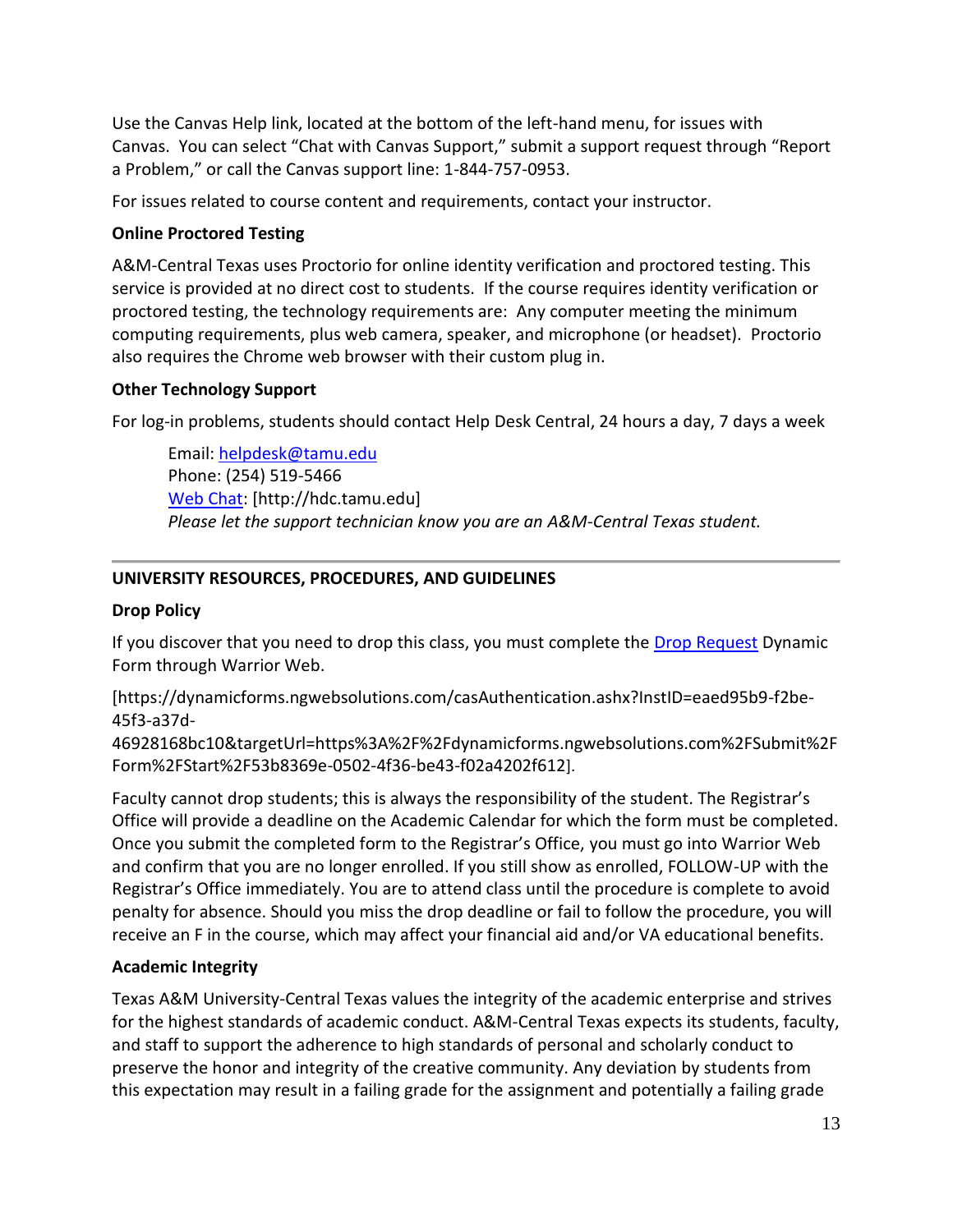Use the Canvas Help link, located at the bottom of the left-hand menu, for issues with Canvas. You can select "Chat with Canvas Support," submit a support request through "Report a Problem," or call the Canvas support line: 1-844-757-0953.

For issues related to course content and requirements, contact your instructor.

**Online Proctored Testing**

A&M-Central Texas uses Proctorio for online identity verification and proctored testing. This service is provided at no direct cost to students. If the course requires identity verification or proctored testing, the technology requirements are: Any computer meeting the minimum computing requirements, plus web camera, speaker, and microphone (or headset). Proctorio also requires the Chrome web browser with their custom plug in.

**Other Technology Support**

For log-in problems, students should contact Help Desk Central, 24 hours a day, 7 days a week

> Email: helpdesk@tamu.edu
> Phone: (254) 519-5466
> Web Chat: [http://hdc.tamu.edu]
> *Please let the support technician know you are an A&M-Central Texas student.*

---

**UNIVERSITY RESOURCES, PROCEDURES, AND GUIDELINES**

**Drop Policy**

If you discover that you need to drop this class, you must complete the Drop Request Dynamic Form through Warrior Web.

[https://dynamicforms.ngwebsolutions.com/casAuthentication.ashx?InstID=eaed95b9-f2be-45f3-a37d-46928168bc10&targetUrl=https%3A%2F%2Fdynamicforms.ngwebsolutions.com%2FSubmit%2FForm%2FStart%2F53b8369e-0502-4f36-be43-f02a4202f612].

Faculty cannot drop students; this is always the responsibility of the student. The Registrar's Office will provide a deadline on the Academic Calendar for which the form must be completed. Once you submit the completed form to the Registrar's Office, you must go into Warrior Web and confirm that you are no longer enrolled. If you still show as enrolled, FOLLOW-UP with the Registrar's Office immediately. You are to attend class until the procedure is complete to avoid penalty for absence. Should you miss the drop deadline or fail to follow the procedure, you will receive an F in the course, which may affect your financial aid and/or VA educational benefits.

**Academic Integrity**

Texas A&M University-Central Texas values the integrity of the academic enterprise and strives for the highest standards of academic conduct. A&M-Central Texas expects its students, faculty, and staff to support the adherence to high standards of personal and scholarly conduct to preserve the honor and integrity of the creative community. Any deviation by students from this expectation may result in a failing grade for the assignment and potentially a failing grade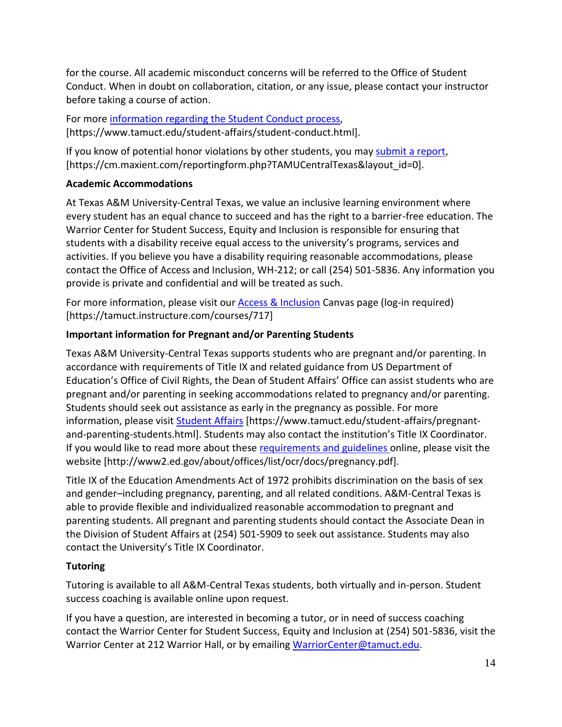for the course. All academic misconduct concerns will be referred to the Office of Student Conduct. When in doubt on collaboration, citation, or any issue, please contact your instructor before taking a course of action.

For more [information regarding the Student Conduct process](https://www.tamuct.edu/student-affairs/student-conduct.html), [https://www.tamuct.edu/student-affairs/student-conduct.html].

If you know of potential honor violations by other students, you may [submit a report](https://cm.maxient.com/reportingform.php?TAMUCentralTexas&layout_id=0), [https://cm.maxient.com/reportingform.php?TAMUCentralTexas&layout_id=0].

**Academic Accommodations**

At Texas A&M University-Central Texas, we value an inclusive learning environment where every student has an equal chance to succeed and has the right to a barrier-free education. The Warrior Center for Student Success, Equity and Inclusion is responsible for ensuring that students with a disability receive equal access to the university's programs, services and activities. If you believe you have a disability requiring reasonable accommodations, please contact the Office of Access and Inclusion, WH-212; or call (254) 501-5836. Any information you provide is private and confidential and will be treated as such.

For more information, please visit our [Access & Inclusion](https://tamuct.instructure.com/courses/717) Canvas page (log-in required) [https://tamuct.instructure.com/courses/717]

**Important information for Pregnant and/or Parenting Students**

Texas A&M University-Central Texas supports students who are pregnant and/or parenting. In accordance with requirements of Title IX and related guidance from US Department of Education's Office of Civil Rights, the Dean of Student Affairs' Office can assist students who are pregnant and/or parenting in seeking accommodations related to pregnancy and/or parenting. Students should seek out assistance as early in the pregnancy as possible. For more information, please visit [Student Affairs](https://www.tamuct.edu/student-affairs/pregnant-and-parenting-students.html) [https://www.tamuct.edu/student-affairs/pregnant-and-parenting-students.html]. Students may also contact the institution's Title IX Coordinator. If you would like to read more about these [requirements and guidelines](http://www2.ed.gov/about/offices/list/ocr/docs/pregnancy.pdf) online, please visit the website [http://www2.ed.gov/about/offices/list/ocr/docs/pregnancy.pdf].

Title IX of the Education Amendments Act of 1972 prohibits discrimination on the basis of sex and gender–including pregnancy, parenting, and all related conditions. A&M-Central Texas is able to provide flexible and individualized reasonable accommodation to pregnant and parenting students. All pregnant and parenting students should contact the Associate Dean in the Division of Student Affairs at (254) 501-5909 to seek out assistance. Students may also contact the University's Title IX Coordinator.

**Tutoring**

Tutoring is available to all A&M-Central Texas students, both virtually and in-person. Student success coaching is available online upon request.

If you have a question, are interested in becoming a tutor, or in need of success coaching contact the Warrior Center for Student Success, Equity and Inclusion at (254) 501-5836, visit the Warrior Center at 212 Warrior Hall, or by emailing [WarriorCenter@tamuct.edu](mailto:WarriorCenter@tamuct.edu).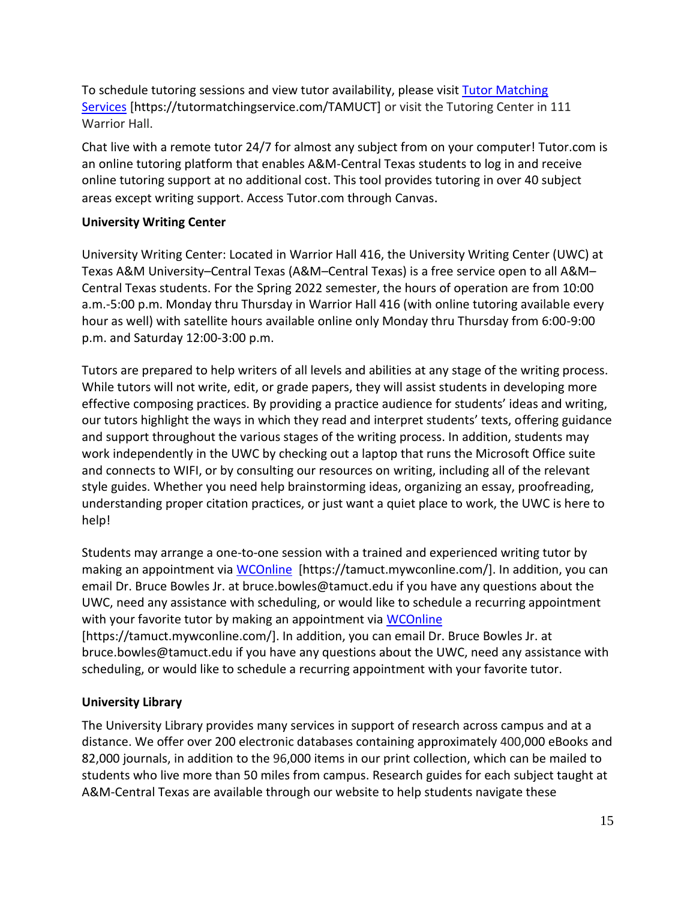To schedule tutoring sessions and view tutor availability, please visit [Tutor Matching Services](https://tutormatchingservice.com/TAMUCT) [https://tutormatchingservice.com/TAMUCT] or visit the Tutoring Center in 111 Warrior Hall.

Chat live with a remote tutor 24/7 for almost any subject from on your computer! Tutor.com is an online tutoring platform that enables A&M-Central Texas students to log in and receive online tutoring support at no additional cost. This tool provides tutoring in over 40 subject areas except writing support. Access Tutor.com through Canvas.

**University Writing Center**

University Writing Center: Located in Warrior Hall 416, the University Writing Center (UWC) at Texas A&M University–Central Texas (A&M–Central Texas) is a free service open to all A&M–Central Texas students. For the Spring 2022 semester, the hours of operation are from 10:00 a.m.-5:00 p.m. Monday thru Thursday in Warrior Hall 416 (with online tutoring available every hour as well) with satellite hours available online only Monday thru Thursday from 6:00-9:00 p.m. and Saturday 12:00-3:00 p.m.

Tutors are prepared to help writers of all levels and abilities at any stage of the writing process. While tutors will not write, edit, or grade papers, they will assist students in developing more effective composing practices. By providing a practice audience for students' ideas and writing, our tutors highlight the ways in which they read and interpret students' texts, offering guidance and support throughout the various stages of the writing process. In addition, students may work independently in the UWC by checking out a laptop that runs the Microsoft Office suite and connects to WIFI, or by consulting our resources on writing, including all of the relevant style guides. Whether you need help brainstorming ideas, organizing an essay, proofreading, understanding proper citation practices, or just want a quiet place to work, the UWC is here to help!

Students may arrange a one-to-one session with a trained and experienced writing tutor by making an appointment via [WCOnline](https://tamuct.mywconline.com/) [https://tamuct.mywconline.com/]. In addition, you can email Dr. Bruce Bowles Jr. at bruce.bowles@tamuct.edu if you have any questions about the UWC, need any assistance with scheduling, or would like to schedule a recurring appointment with your favorite tutor by making an appointment via [WCOnline](https://tamuct.mywconline.com/) [https://tamuct.mywconline.com/]. In addition, you can email Dr. Bruce Bowles Jr. at bruce.bowles@tamuct.edu if you have any questions about the UWC, need any assistance with scheduling, or would like to schedule a recurring appointment with your favorite tutor.

**University Library**

The University Library provides many services in support of research across campus and at a distance. We offer over 200 electronic databases containing approximately 400,000 eBooks and 82,000 journals, in addition to the 96,000 items in our print collection, which can be mailed to students who live more than 50 miles from campus. Research guides for each subject taught at A&M-Central Texas are available through our website to help students navigate these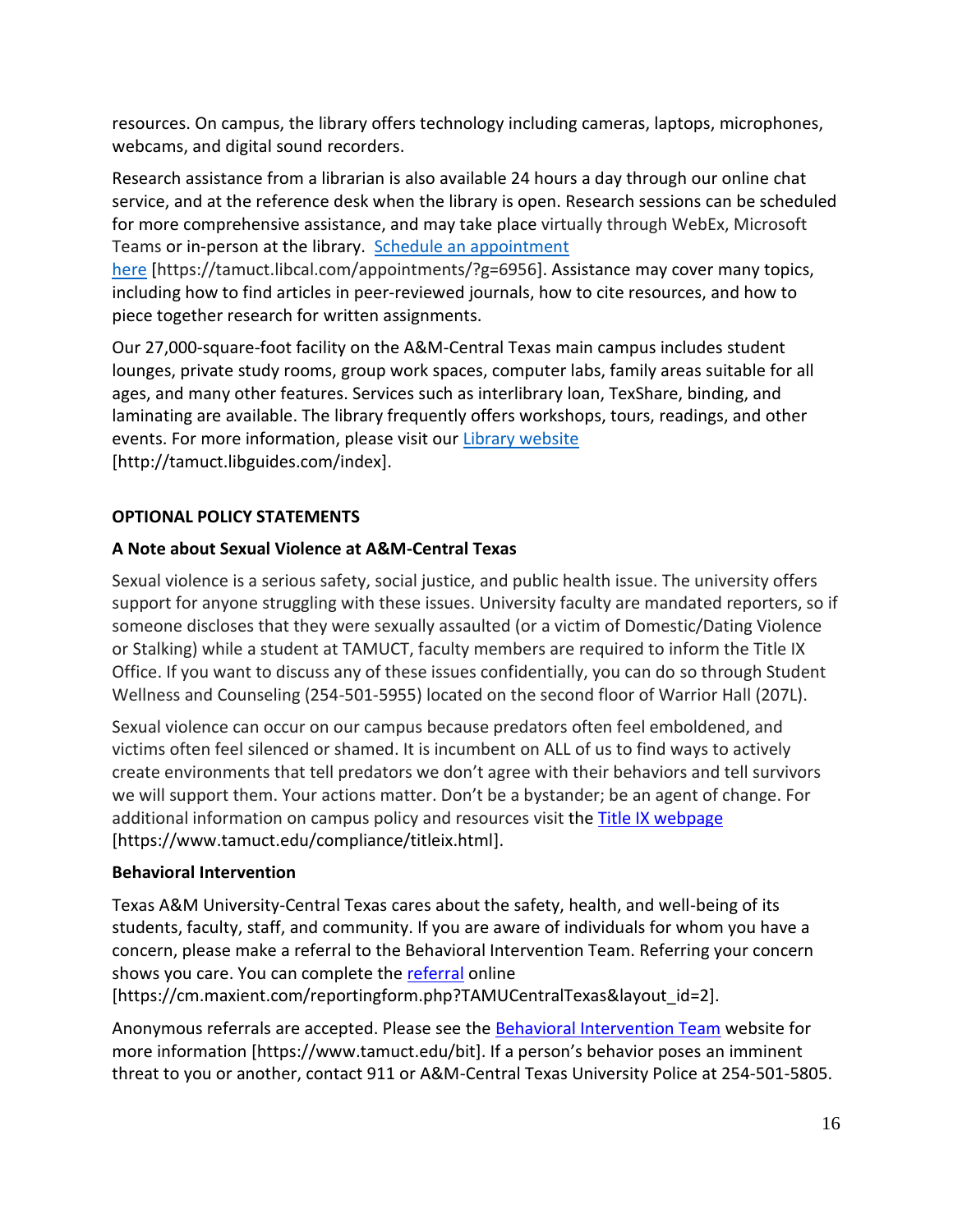resources. On campus, the library offers technology including cameras, laptops, microphones, webcams, and digital sound recorders.

Research assistance from a librarian is also available 24 hours a day through our online chat service, and at the reference desk when the library is open. Research sessions can be scheduled for more comprehensive assistance, and may take place virtually through WebEx, Microsoft Teams or in-person at the library. Schedule an appointment here [https://tamuct.libcal.com/appointments/?g=6956]. Assistance may cover many topics, including how to find articles in peer-reviewed journals, how to cite resources, and how to piece together research for written assignments.

Our 27,000-square-foot facility on the A&M-Central Texas main campus includes student lounges, private study rooms, group work spaces, computer labs, family areas suitable for all ages, and many other features. Services such as interlibrary loan, TexShare, binding, and laminating are available. The library frequently offers workshops, tours, readings, and other events. For more information, please visit our Library website [http://tamuct.libguides.com/index].

**OPTIONAL POLICY STATEMENTS**

**A Note about Sexual Violence at A&M-Central Texas**

Sexual violence is a serious safety, social justice, and public health issue. The university offers support for anyone struggling with these issues. University faculty are mandated reporters, so if someone discloses that they were sexually assaulted (or a victim of Domestic/Dating Violence or Stalking) while a student at TAMUCT, faculty members are required to inform the Title IX Office. If you want to discuss any of these issues confidentially, you can do so through Student Wellness and Counseling (254-501-5955) located on the second floor of Warrior Hall (207L).

Sexual violence can occur on our campus because predators often feel emboldened, and victims often feel silenced or shamed. It is incumbent on ALL of us to find ways to actively create environments that tell predators we don't agree with their behaviors and tell survivors we will support them. Your actions matter. Don't be a bystander; be an agent of change. For additional information on campus policy and resources visit the Title IX webpage [https://www.tamuct.edu/compliance/titleix.html].

**Behavioral Intervention**

Texas A&M University-Central Texas cares about the safety, health, and well-being of its students, faculty, staff, and community. If you are aware of individuals for whom you have a concern, please make a referral to the Behavioral Intervention Team. Referring your concern shows you care. You can complete the referral online [https://cm.maxient.com/reportingform.php?TAMUCentralTexas&layout_id=2].

Anonymous referrals are accepted. Please see the Behavioral Intervention Team website for more information [https://www.tamuct.edu/bit]. If a person's behavior poses an imminent threat to you or another, contact 911 or A&M-Central Texas University Police at 254-501-5805.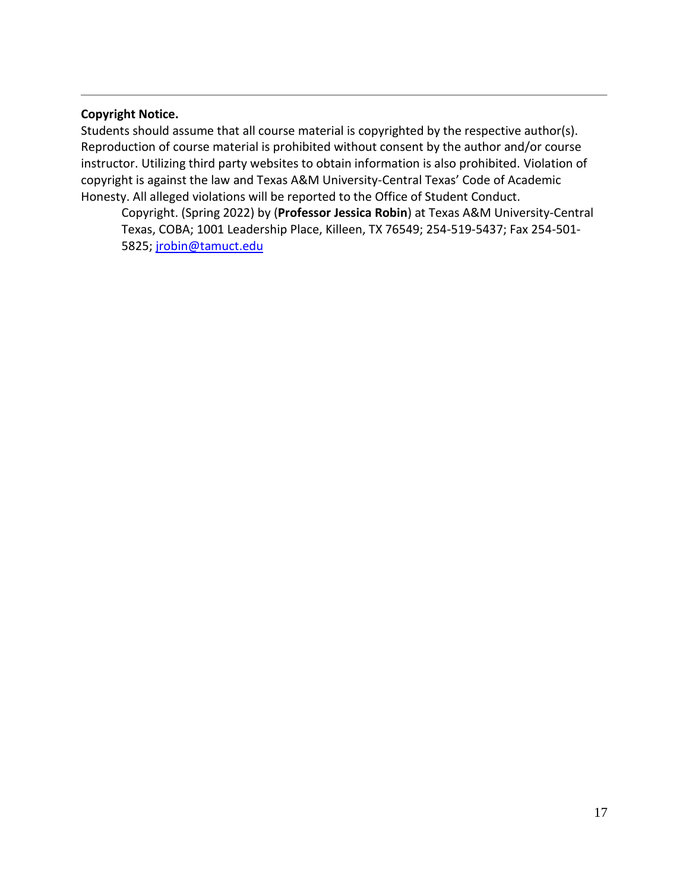**Copyright Notice.**

Students should assume that all course material is copyrighted by the respective author(s). Reproduction of course material is prohibited without consent by the author and/or course instructor. Utilizing third party websites to obtain information is also prohibited. Violation of copyright is against the law and Texas A&M University-Central Texas' Code of Academic Honesty. All alleged violations will be reported to the Office of Student Conduct.

> Copyright. (Spring 2022) by (**Professor Jessica Robin**) at Texas A&M University-Central Texas, COBA; 1001 Leadership Place, Killeen, TX 76549; 254-519-5437; Fax 254-501-5825; jrobin@tamuct.edu